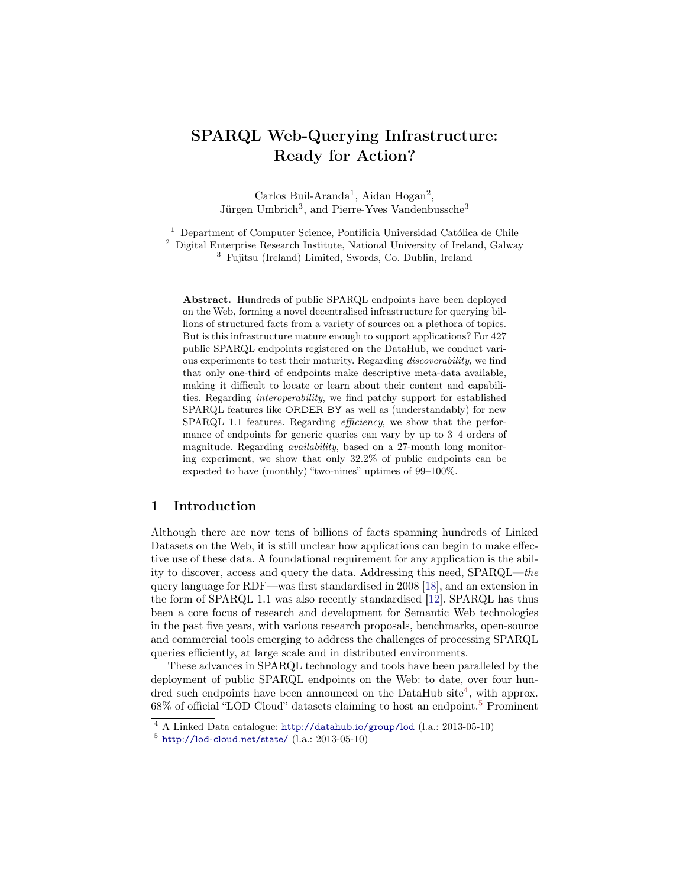# SPARQL Web-Querying Infrastructure: Ready for Action?

Carlos Buil-Aranda[1], Aidan Hogan[2], Jürgen Umbrich[3], and Pierre-Yves Vandenbussche[3]

[1] Department of Computer Science, Pontificia Universidad Católica de Chile
[2] Digital Enterprise Research Institute, National University of Ireland, Galway
[3] Fujitsu (Ireland) Limited, Swords, Co. Dublin, Ireland

**Abstract.** Hundreds of public SPARQL endpoints have been deployed on the Web, forming a novel decentralised infrastructure for querying billions of structured facts from a variety of sources on a plethora of topics. But is this infrastructure mature enough to support applications? For 427 public SPARQL endpoints registered on the DataHub, we conduct various experiments to test their maturity. Regarding *discoverability*, we find that only one-third of endpoints make descriptive meta-data available, making it difficult to locate or learn about their content and capabilities. Regarding *interoperability*, we find patchy support for established SPARQL features like ORDER BY as well as (understandably) for new SPARQL 1.1 features. Regarding *efficiency*, we show that the performance of endpoints for generic queries can vary by up to 3–4 orders of magnitude. Regarding *availability*, based on a 27-month long monitoring experiment, we show that only 32.2% of public endpoints can be expected to have (monthly) "two-nines" uptimes of 99–100%.

## 1 Introduction

Although there are now tens of billions of facts spanning hundreds of Linked Datasets on the Web, it is still unclear how applications can begin to make effective use of these data. A foundational requirement for any application is the ability to discover, access and query the data. Addressing this need, SPARQL—*the* query language for RDF—was first standardised in 2008 [18], and an extension in the form of SPARQL 1.1 was also recently standardised [12]. SPARQL has thus been a core focus of research and development for Semantic Web technologies in the past five years, with various research proposals, benchmarks, open-source and commercial tools emerging to address the challenges of processing SPARQL queries efficiently, at large scale and in distributed environments.

These advances in SPARQL technology and tools have been paralleled by the deployment of public SPARQL endpoints on the Web: to date, over four hundred such endpoints have been announced on the DataHub site[4], with approx. 68% of official "LOD Cloud" datasets claiming to host an endpoint.[5] Prominent

[4] A Linked Data catalogue: http://datahub.io/group/lod (l.a.: 2013-05-10)

[5] http://lod-cloud.net/state/ (l.a.: 2013-05-10)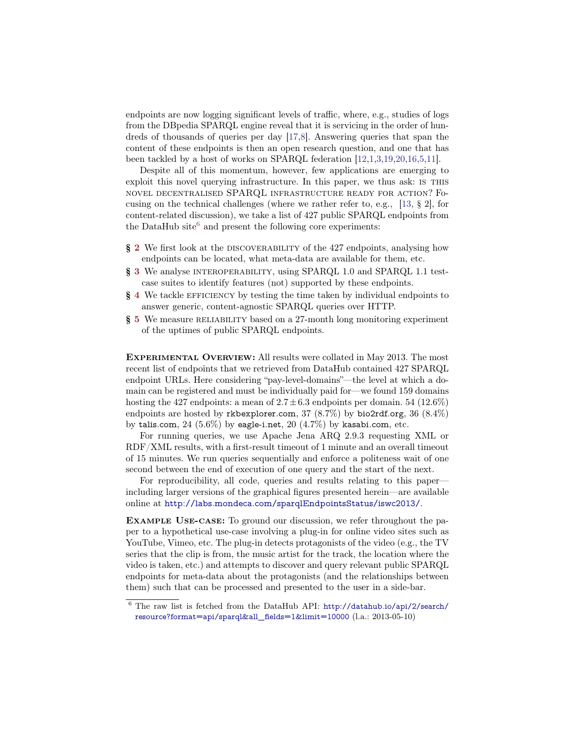endpoints are now logging significant levels of traffic, where, e.g., studies of logs from the DBpedia SPARQL engine reveal that it is servicing in the order of hundreds of thousands of queries per day [17,8]. Answering queries that span the content of these endpoints is then an open research question, and one that has been tackled by a host of works on SPARQL federation [12,1,3,19,20,16,5,11].

Despite all of this momentum, however, few applications are emerging to exploit this novel querying infrastructure. In this paper, we thus ask: IS THIS NOVEL DECENTRALISED SPARQL INFRASTRUCTURE READY FOR ACTION? Focusing on the technical challenges (where we rather refer to, e.g., [13, § 2], for content-related discussion), we take a list of 427 public SPARQL endpoints from the DataHub site[6] and present the following core experiments:

- **§ 2** We first look at the DISCOVERABILITY of the 427 endpoints, analysing how endpoints can be located, what meta-data are available for them, etc.
- **§ 3** We analyse INTEROPERABILITY, using SPARQL 1.0 and SPARQL 1.1 test-case suites to identify features (not) supported by these endpoints.
- **§ 4** We tackle EFFICIENCY by testing the time taken by individual endpoints to answer generic, content-agnostic SPARQL queries over HTTP.
- **§ 5** We measure RELIABILITY based on a 27-month long monitoring experiment of the uptimes of public SPARQL endpoints.

**EXPERIMENTAL OVERVIEW:** All results were collated in May 2013. The most recent list of endpoints that we retrieved from DataHub contained 427 SPARQL endpoint URLs. Here considering "pay-level-domains"—the level at which a domain can be registered and must be individually paid for—we found 159 domains hosting the 427 endpoints: a mean of $2.7 \pm 6.3$ endpoints per domain. 54 (12.6%) endpoints are hosted by `rkbexplorer.com`, 37 (8.7%) by `bio2rdf.org`, 36 (8.4%) by `talis.com`, 24 (5.6%) by `eagle-i.net`, 20 (4.7%) by `kasabi.com`, etc.

For running queries, we use Apache Jena ARQ 2.9.3 requesting XML or RDF/XML results, with a first-result timeout of 1 minute and an overall timeout of 15 minutes. We run queries sequentially and enforce a politeness wait of one second between the end of execution of one query and the start of the next.

For reproducibility, all code, queries and results relating to this paper—including larger versions of the graphical figures presented herein—are available online at http://labs.mondeca.com/sparqlEndpointsStatus/iswc2013/.

**EXAMPLE USE-CASE:** To ground our discussion, we refer throughout the paper to a hypothetical use-case involving a plug-in for online video sites such as YouTube, Vimeo, etc. The plug-in detects protagonists of the video (e.g., the TV series that the clip is from, the music artist for the track, the location where the video is taken, etc.) and attempts to discover and query relevant public SPARQL endpoints for meta-data about the protagonists (and the relationships between them) such that can be processed and presented to the user in a side-bar.

---

[6] The raw list is fetched from the DataHub API: http://datahub.io/api/2/search/resource?format=api/sparql&all_fields=1&limit=10000 (l.a.: 2013-05-10)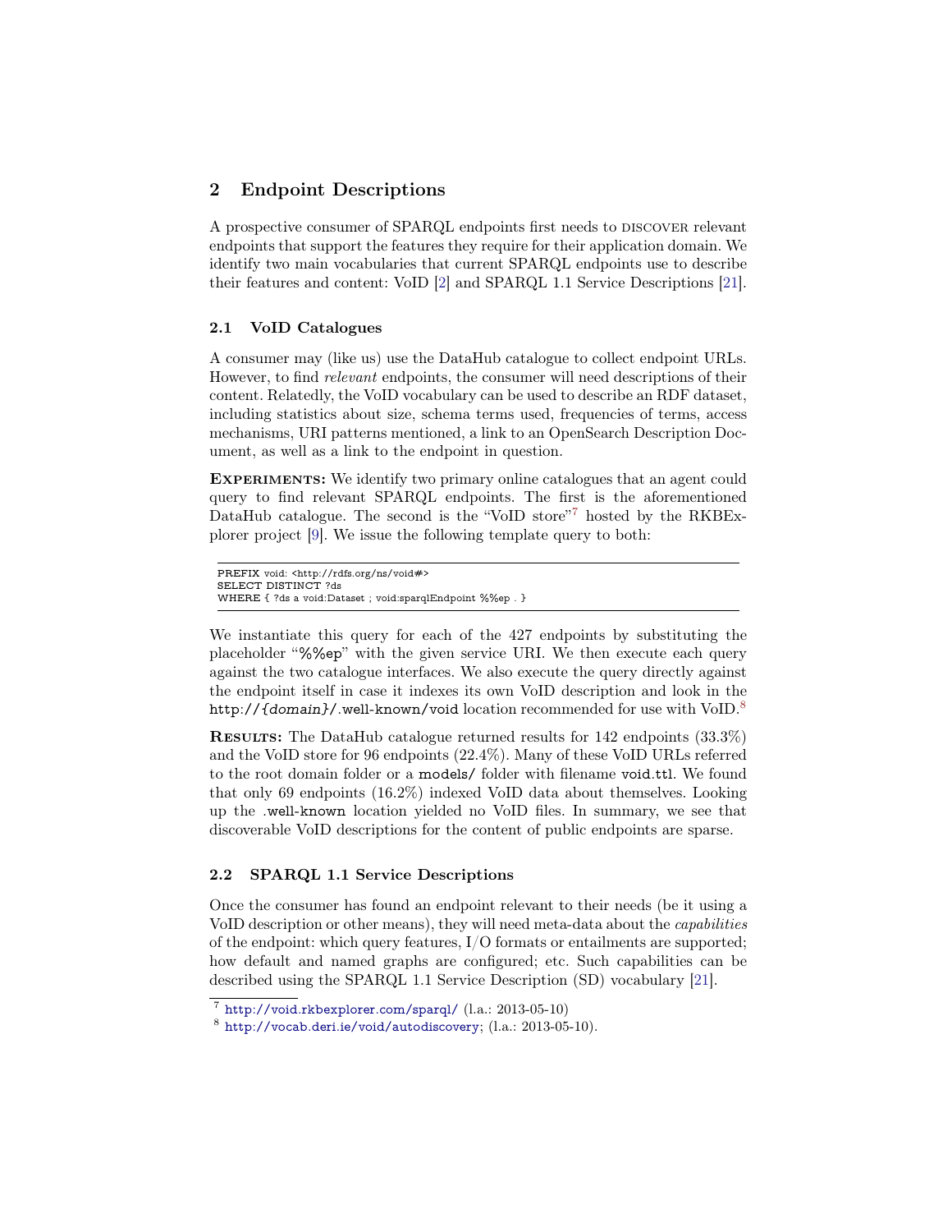## 2 Endpoint Descriptions

A prospective consumer of SPARQL endpoints first needs to DISCOVER relevant endpoints that support the features they require for their application domain. We identify two main vocabularies that current SPARQL endpoints use to describe their features and content: VoID [2] and SPARQL 1.1 Service Descriptions [21].

### 2.1 VoID Catalogues

A consumer may (like us) use the DataHub catalogue to collect endpoint URLs. However, to find *relevant* endpoints, the consumer will need descriptions of their content. Relatedly, the VoID vocabulary can be used to describe an RDF dataset, including statistics about size, schema terms used, frequencies of terms, access mechanisms, URI patterns mentioned, a link to an OpenSearch Description Document, as well as a link to the endpoint in question.

**EXPERIMENTS:** We identify two primary online catalogues that an agent could query to find relevant SPARQL endpoints. The first is the aforementioned DataHub catalogue. The second is the "VoID store"[7] hosted by the RKBExplorer project [9]. We issue the following template query to both:

```
PREFIX void: <http://rdfs.org/ns/void#>
SELECT DISTINCT ?ds
WHERE { ?ds a void:Dataset ; void:sparqlEndpoint %%ep . }
```

We instantiate this query for each of the 427 endpoints by substituting the placeholder "%%ep" with the given service URI. We then execute each query against the two catalogue interfaces. We also execute the query directly against the endpoint itself in case it indexes its own VoID description and look in the `http://{domain}/.well-known/void` location recommended for use with VoID.[8]

**RESULTS:** The DataHub catalogue returned results for 142 endpoints (33.3%) and the VoID store for 96 endpoints (22.4%). Many of these VoID URLs referred to the root domain folder or a `models/` folder with filename `void.ttl`. We found that only 69 endpoints (16.2%) indexed VoID data about themselves. Looking up the `.well-known` location yielded no VoID files. In summary, we see that discoverable VoID descriptions for the content of public endpoints are sparse.

### 2.2 SPARQL 1.1 Service Descriptions

Once the consumer has found an endpoint relevant to their needs (be it using a VoID description or other means), they will need meta-data about the *capabilities* of the endpoint: which query features, I/O formats or entailments are supported; how default and named graphs are configured; etc. Such capabilities can be described using the SPARQL 1.1 Service Description (SD) vocabulary [21].

[7] http://void.rkbexplorer.com/sparql/ (l.a.: 2013-05-10)

[8] http://vocab.deri.ie/void/autodiscovery; (l.a.: 2013-05-10).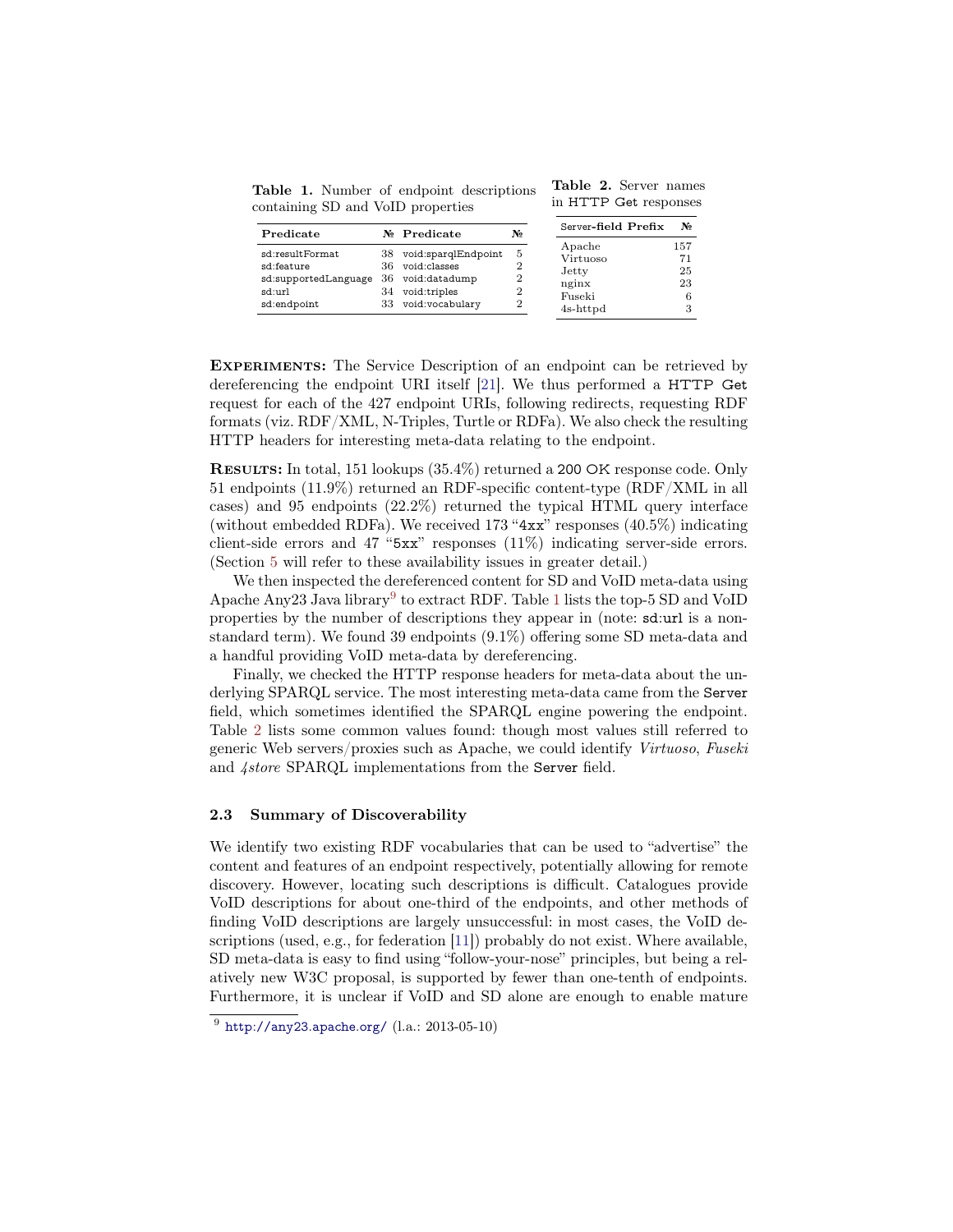**Table 1.** Number of endpoint descriptions containing SD and VoID properties

| Predicate | № | Predicate | № |
|---|---|---|---|
| sd:resultFormat | 38 | void:sparqlEndpoint | 5 |
| sd:feature | 36 | void:classes | 2 |
| sd:supportedLanguage | 36 | void:datadump | 2 |
| sd:url | 34 | void:triples | 2 |
| sd:endpoint | 33 | void:vocabulary | 2 |

**Table 2.** Server names in HTTP Get responses

| Server-field Prefix | № |
|---|---|
| Apache | 157 |
| Virtuoso | 71 |
| Jetty | 25 |
| nginx | 23 |
| Fuseki | 6 |
| 4s-httpd | 3 |

**Experiments:** The Service Description of an endpoint can be retrieved by dereferencing the endpoint URI itself [21]. We thus performed a HTTP Get request for each of the 427 endpoint URIs, following redirects, requesting RDF formats (viz. RDF/XML, N-Triples, Turtle or RDFa). We also check the resulting HTTP headers for interesting meta-data relating to the endpoint.

**Results:** In total, 151 lookups (35.4%) returned a 200 OK response code. Only 51 endpoints (11.9%) returned an RDF-specific content-type (RDF/XML in all cases) and 95 endpoints (22.2%) returned the typical HTML query interface (without embedded RDFa). We received 173 "4xx" responses (40.5%) indicating client-side errors and 47 "5xx" responses (11%) indicating server-side errors. (Section 5 will refer to these availability issues in greater detail.)

We then inspected the dereferenced content for SD and VoID meta-data using Apache Any23 Java library[9] to extract RDF. Table 1 lists the top-5 SD and VoID properties by the number of descriptions they appear in (note: sd:url is a non-standard term). We found 39 endpoints (9.1%) offering some SD meta-data and a handful providing VoID meta-data by dereferencing.

Finally, we checked the HTTP response headers for meta-data about the underlying SPARQL service. The most interesting meta-data came from the Server field, which sometimes identified the SPARQL engine powering the endpoint. Table 2 lists some common values found: though most values still referred to generic Web servers/proxies such as Apache, we could identify *Virtuoso*, *Fuseki* and *4store* SPARQL implementations from the Server field.

### 2.3 Summary of Discoverability

We identify two existing RDF vocabularies that can be used to "advertise" the content and features of an endpoint respectively, potentially allowing for remote discovery. However, locating such descriptions is difficult. Catalogues provide VoID descriptions for about one-third of the endpoints, and other methods of finding VoID descriptions are largely unsuccessful: in most cases, the VoID descriptions (used, e.g., for federation [11]) probably do not exist. Where available, SD meta-data is easy to find using "follow-your-nose" principles, but being a relatively new W3C proposal, is supported by fewer than one-tenth of endpoints. Furthermore, it is unclear if VoID and SD alone are enough to enable mature

[9] http://any23.apache.org/ (l.a.: 2013-05-10)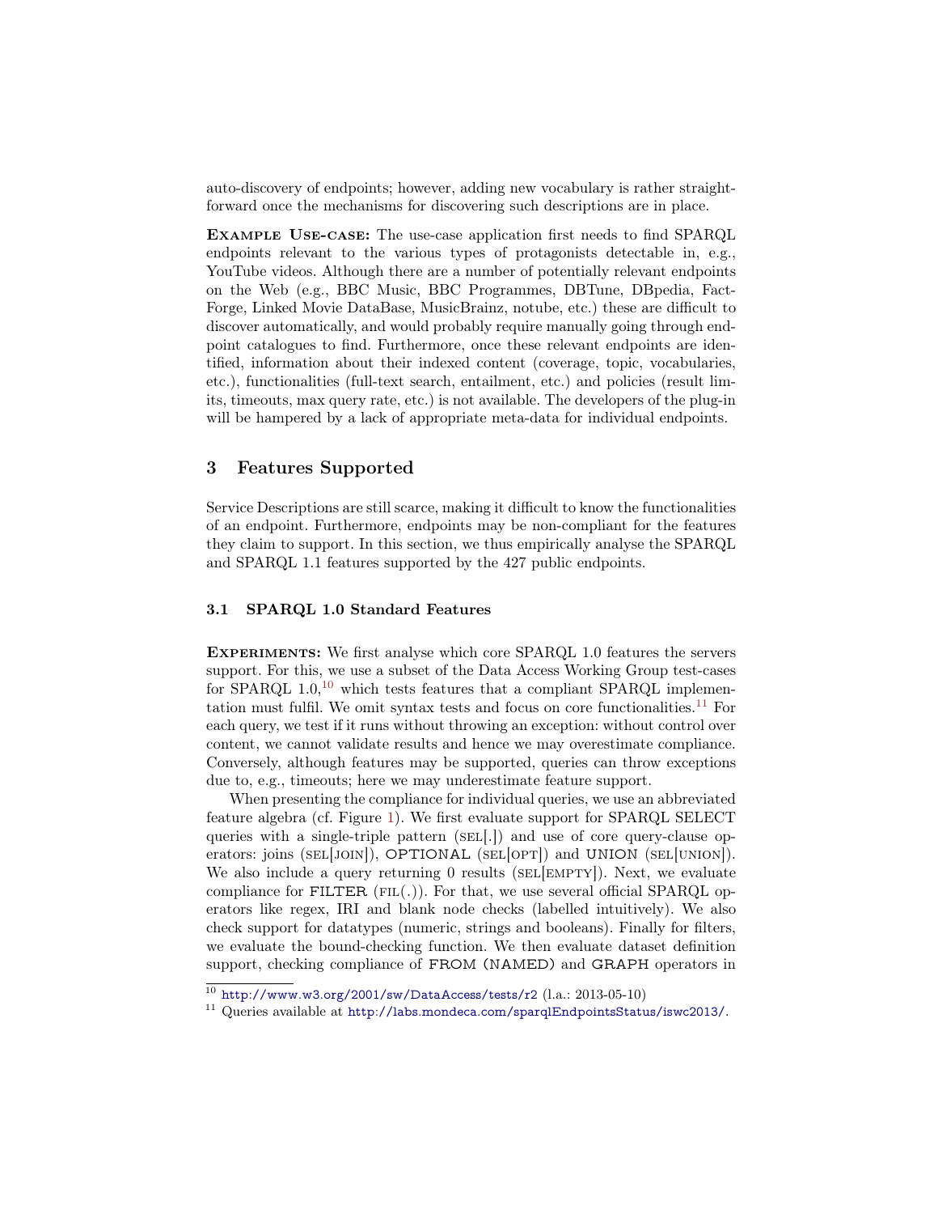auto-discovery of endpoints; however, adding new vocabulary is rather straightforward once the mechanisms for discovering such descriptions are in place.

**Example Use-case:** The use-case application first needs to find SPARQL endpoints relevant to the various types of protagonists detectable in, e.g., YouTube videos. Although there are a number of potentially relevant endpoints on the Web (e.g., BBC Music, BBC Programmes, DBTune, DBpedia, FactForge, Linked Movie DataBase, MusicBrainz, notube, etc.) these are difficult to discover automatically, and would probably require manually going through endpoint catalogues to find. Furthermore, once these relevant endpoints are identified, information about their indexed content (coverage, topic, vocabularies, etc.), functionalities (full-text search, entailment, etc.) and policies (result limits, timeouts, max query rate, etc.) is not available. The developers of the plug-in will be hampered by a lack of appropriate meta-data for individual endpoints.

## 3 Features Supported

Service Descriptions are still scarce, making it difficult to know the functionalities of an endpoint. Furthermore, endpoints may be non-compliant for the features they claim to support. In this section, we thus empirically analyse the SPARQL and SPARQL 1.1 features supported by the 427 public endpoints.

### 3.1 SPARQL 1.0 Standard Features

**Experiments:** We first analyse which core SPARQL 1.0 features the servers support. For this, we use a subset of the Data Access Working Group test-cases for SPARQL 1.0,[10] which tests features that a compliant SPARQL implementation must fulfil. We omit syntax tests and focus on core functionalities.[11] For each query, we test if it runs without throwing an exception: without control over content, we cannot validate results and hence we may overestimate compliance. Conversely, although features may be supported, queries can throw exceptions due to, e.g., timeouts; here we may underestimate feature support.

When presenting the compliance for individual queries, we use an abbreviated feature algebra (cf. Figure 1). We first evaluate support for SPARQL SELECT queries with a single-triple pattern (SEL[.]) and use of core query-clause operators: joins (SEL[JOIN]), OPTIONAL (SEL[OPT]) and UNION (SEL[UNION]). We also include a query returning 0 results (SEL[EMPTY]). Next, we evaluate compliance for FILTER (FIL(.)). For that, we use several official SPARQL operators like regex, IRI and blank node checks (labelled intuitively). We also check support for datatypes (numeric, strings and booleans). Finally for filters, we evaluate the bound-checking function. We then evaluate dataset definition support, checking compliance of FROM (NAMED) and GRAPH operators in

[10] http://www.w3.org/2001/sw/DataAccess/tests/r2 (l.a.: 2013-05-10)

[11] Queries available at http://labs.mondeca.com/sparqlEndpointsStatus/iswc2013/.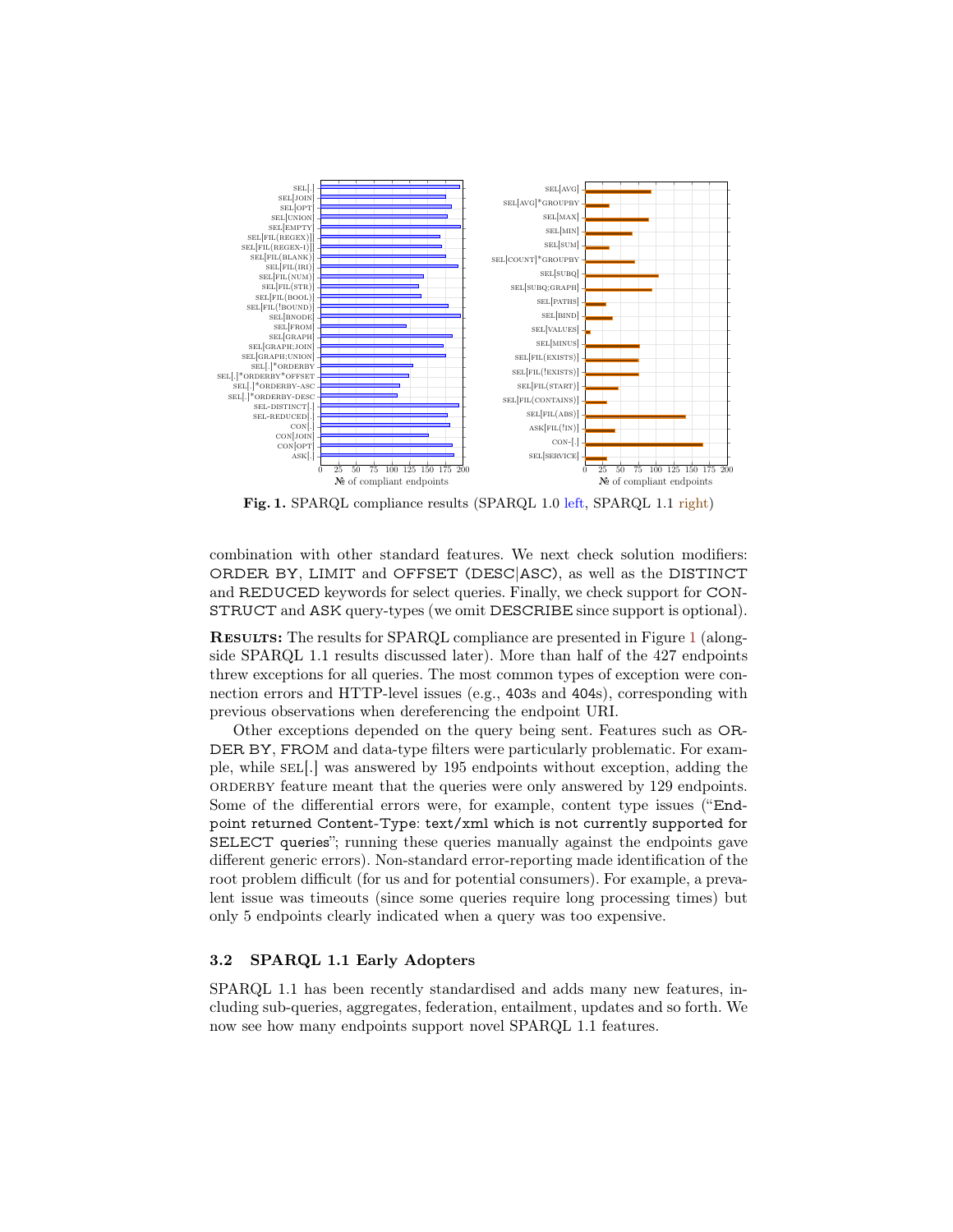**Fig. 1.** SPARQL compliance results (SPARQL 1.0 left, SPARQL 1.1 right)

combination with other standard features. We next check solution modifiers: ORDER BY, LIMIT and OFFSET (DESC|ASC), as well as the DISTINCT and REDUCED keywords for select queries. Finally, we check support for CONSTRUCT and ASK query-types (we omit DESCRIBE since support is optional).

**Results:** The results for SPARQL compliance are presented in Figure 1 (alongside SPARQL 1.1 results discussed later). More than half of the 427 endpoints threw exceptions for all queries. The most common types of exception were connection errors and HTTP-level issues (e.g., 403s and 404s), corresponding with previous observations when dereferencing the endpoint URI.

Other exceptions depended on the query being sent. Features such as ORDER BY, FROM and data-type filters were particularly problematic. For example, while SEL[.] was answered by 195 endpoints without exception, adding the ORDERBY feature meant that the queries were only answered by 129 endpoints. Some of the differential errors were, for example, content type issues ("Endpoint returned Content-Type: text/xml which is not currently supported for SELECT queries"; running these queries manually against the endpoints gave different generic errors). Non-standard error-reporting made identification of the root problem difficult (for us and for potential consumers). For example, a prevalent issue was timeouts (since some queries require long processing times) but only 5 endpoints clearly indicated when a query was too expensive.

### 3.2 SPARQL 1.1 Early Adopters

SPARQL 1.1 has been recently standardised and adds many new features, including sub-queries, aggregates, federation, entailment, updates and so forth. We now see how many endpoints support novel SPARQL 1.1 features.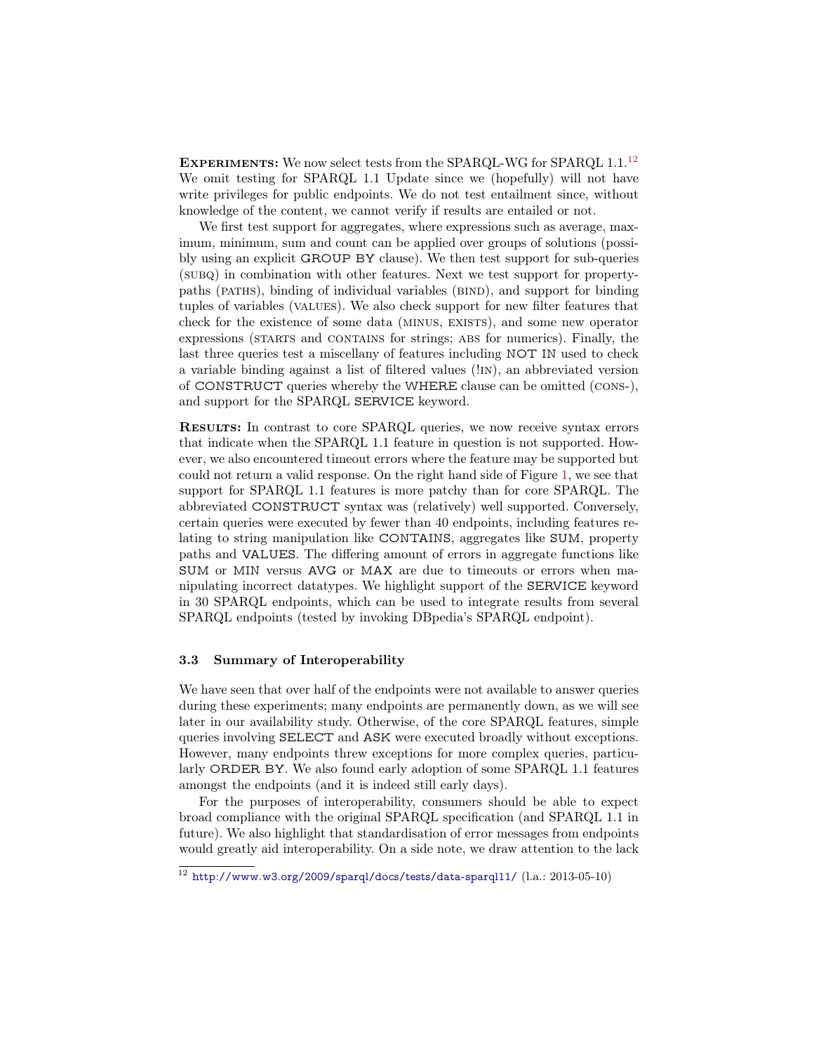**Experiments:** We now select tests from the SPARQL-WG for SPARQL 1.1.[12] We omit testing for SPARQL 1.1 Update since we (hopefully) will not have write privileges for public endpoints. We do not test entailment since, without knowledge of the content, we cannot verify if results are entailed or not.

We first test support for aggregates, where expressions such as average, maximum, minimum, sum and count can be applied over groups of solutions (possibly using an explicit GROUP BY clause). We then test support for sub-queries (SUBQ) in combination with other features. Next we test support for property-paths (PATHS), binding of individual variables (BIND), and support for binding tuples of variables (VALUES). We also check support for new filter features that check for the existence of some data (MINUS, EXISTS), and some new operator expressions (STARTS and CONTAINS for strings; ABS for numerics). Finally, the last three queries test a miscellany of features including NOT IN used to check a variable binding against a list of filtered values (!IN), an abbreviated version of CONSTRUCT queries whereby the WHERE clause can be omitted (CONS-), and support for the SPARQL SERVICE keyword.

**Results:** In contrast to core SPARQL queries, we now receive syntax errors that indicate when the SPARQL 1.1 feature in question is not supported. However, we also encountered timeout errors where the feature may be supported but could not return a valid response. On the right hand side of Figure 1, we see that support for SPARQL 1.1 features is more patchy than for core SPARQL. The abbreviated CONSTRUCT syntax was (relatively) well supported. Conversely, certain queries were executed by fewer than 40 endpoints, including features relating to string manipulation like CONTAINS, aggregates like SUM, property paths and VALUES. The differing amount of errors in aggregate functions like SUM or MIN versus AVG or MAX are due to timeouts or errors when manipulating incorrect datatypes. We highlight support of the SERVICE keyword in 30 SPARQL endpoints, which can be used to integrate results from several SPARQL endpoints (tested by invoking DBpedia's SPARQL endpoint).

### 3.3 Summary of Interoperability

We have seen that over half of the endpoints were not available to answer queries during these experiments; many endpoints are permanently down, as we will see later in our availability study. Otherwise, of the core SPARQL features, simple queries involving SELECT and ASK were executed broadly without exceptions. However, many endpoints threw exceptions for more complex queries, particularly ORDER BY. We also found early adoption of some SPARQL 1.1 features amongst the endpoints (and it is indeed still early days).

For the purposes of interoperability, consumers should be able to expect broad compliance with the original SPARQL specification (and SPARQL 1.1 in future). We also highlight that standardisation of error messages from endpoints would greatly aid interoperability. On a side note, we draw attention to the lack

[12] http://www.w3.org/2009/sparql/docs/tests/data-sparql11/ (l.a.: 2013-05-10)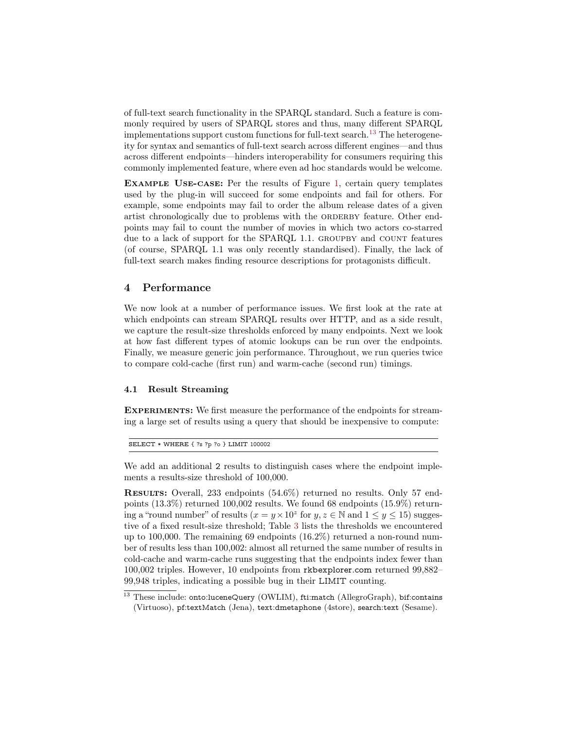of full-text search functionality in the SPARQL standard. Such a feature is commonly required by users of SPARQL stores and thus, many different SPARQL implementations support custom functions for full-text search.[13] The heterogeneity for syntax and semantics of full-text search across different engines—and thus across different endpoints—hinders interoperability for consumers requiring this commonly implemented feature, where even ad hoc standards would be welcome.

**Example Use-case:** Per the results of Figure 1, certain query templates used by the plug-in will succeed for some endpoints and fail for others. For example, some endpoints may fail to order the album release dates of a given artist chronologically due to problems with the ORDERBY feature. Other endpoints may fail to count the number of movies in which two actors co-starred due to a lack of support for the SPARQL 1.1. GROUPBY and COUNT features (of course, SPARQL 1.1 was only recently standardised). Finally, the lack of full-text search makes finding resource descriptions for protagonists difficult.

## 4 Performance

We now look at a number of performance issues. We first look at the rate at which endpoints can stream SPARQL results over HTTP, and as a side result, we capture the result-size thresholds enforced by many endpoints. Next we look at how fast different types of atomic lookups can be run over the endpoints. Finally, we measure generic join performance. Throughout, we run queries twice to compare cold-cache (first run) and warm-cache (second run) timings.

### 4.1 Result Streaming

**Experiments:** We first measure the performance of the endpoints for streaming a large set of results using a query that should be inexpensive to compute:

```
SELECT * WHERE { ?s ?p ?o } LIMIT 100002
```

We add an additional 2 results to distinguish cases where the endpoint implements a results-size threshold of 100,000.

**Results:** Overall, 233 endpoints (54.6%) returned no results. Only 57 endpoints (13.3%) returned 100,002 results. We found 68 endpoints (15.9%) returning a "round number" of results ($x = y \times 10^z$ for $y, z \in \mathbb{N}$ and $1 \leq y \leq 15$) suggestive of a fixed result-size threshold; Table 3 lists the thresholds we encountered up to 100,000. The remaining 69 endpoints (16.2%) returned a non-round number of results less than 100,002: almost all returned the same number of results in cold-cache and warm-cache runs suggesting that the endpoints index fewer than 100,002 triples. However, 10 endpoints from rkbexplorer.com returned 99,882–99,948 triples, indicating a possible bug in their LIMIT counting.

[13] These include: onto:luceneQuery (OWLIM), fti:match (AllegroGraph), bif:contains (Virtuoso), pf:textMatch (Jena), text:dmetaphone (4store), search:text (Sesame).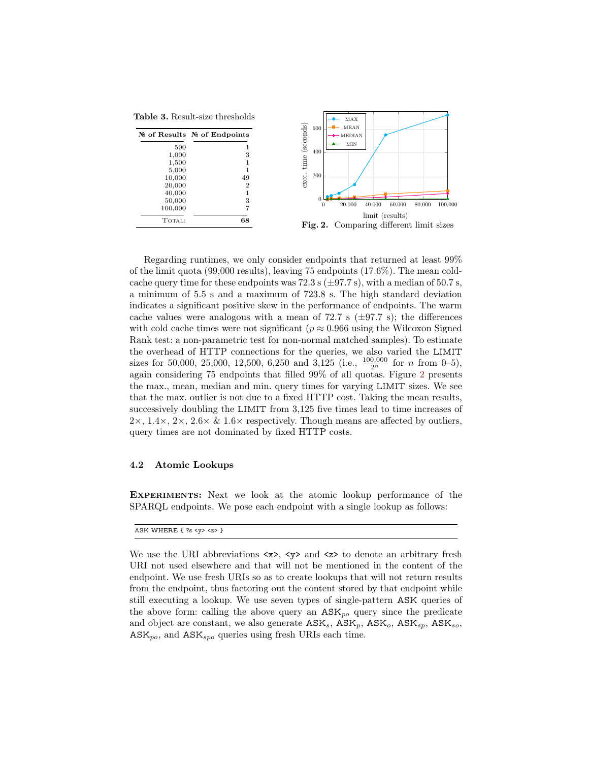**Table 3.** Result-size thresholds

| № of Results | № of Endpoints |
|---|---|
| 500 | 1 |
| 1,000 | 3 |
| 1,500 | 1 |
| 5,000 | 1 |
| 10,000 | 49 |
| 20,000 | 2 |
| 40,000 | 1 |
| 50,000 | 3 |
| 100,000 | 7 |
| TOTAL: | **68** |

**Fig. 2.** Comparing different limit sizes

Regarding runtimes, we only consider endpoints that returned at least 99% of the limit quota (99,000 results), leaving 75 endpoints (17.6%). The mean cold-cache query time for these endpoints was 72.3 s (±97.7 s), with a median of 50.7 s, a minimum of 5.5 s and a maximum of 723.8 s. The high standard deviation indicates a significant positive skew in the performance of endpoints. The warm cache values were analogous with a mean of 72.7 s (±97.7 s); the differences with cold cache times were not significant ($p \approx 0.966$ using the Wilcoxon Signed Rank test: a non-parametric test for non-normal matched samples). To estimate the overhead of HTTP connections for the queries, we also varied the LIMIT sizes for 50,000, 25,000, 12,500, 6,250 and 3,125 (i.e., $\frac{100{,}000}{2^n}$ for $n$ from 0–5), again considering 75 endpoints that filled 99% of all quotas. Figure 2 presents the max., mean, median and min. query times for varying LIMIT sizes. We see that the max. outlier is not due to a fixed HTTP cost. Taking the mean results, successively doubling the LIMIT from 3,125 five times lead to time increases of 2×, 1.4×, 2×, 2.6× & 1.6× respectively. Though means are affected by outliers, query times are not dominated by fixed HTTP costs.

### 4.2 Atomic Lookups

**Experiments:** Next we look at the atomic lookup performance of the SPARQL endpoints. We pose each endpoint with a single lookup as follows:

```
ASK WHERE { ?s <y> <z> }
```

We use the URI abbreviations <x>, <y> and <z> to denote an arbitrary fresh URI not used elsewhere and that will not be mentioned in the content of the endpoint. We use fresh URIs so as to create lookups that will not return results from the endpoint, thus factoring out the content stored by that endpoint while still executing a lookup. We use seven types of single-pattern ASK queries of the above form: calling the above query an $\text{ASK}_{po}$ query since the predicate and object are constant, we also generate $\text{ASK}_{s}$, $\text{ASK}_{p}$, $\text{ASK}_{o}$, $\text{ASK}_{sp}$, $\text{ASK}_{so}$, $\text{ASK}_{po}$, and $\text{ASK}_{spo}$ queries using fresh URIs each time.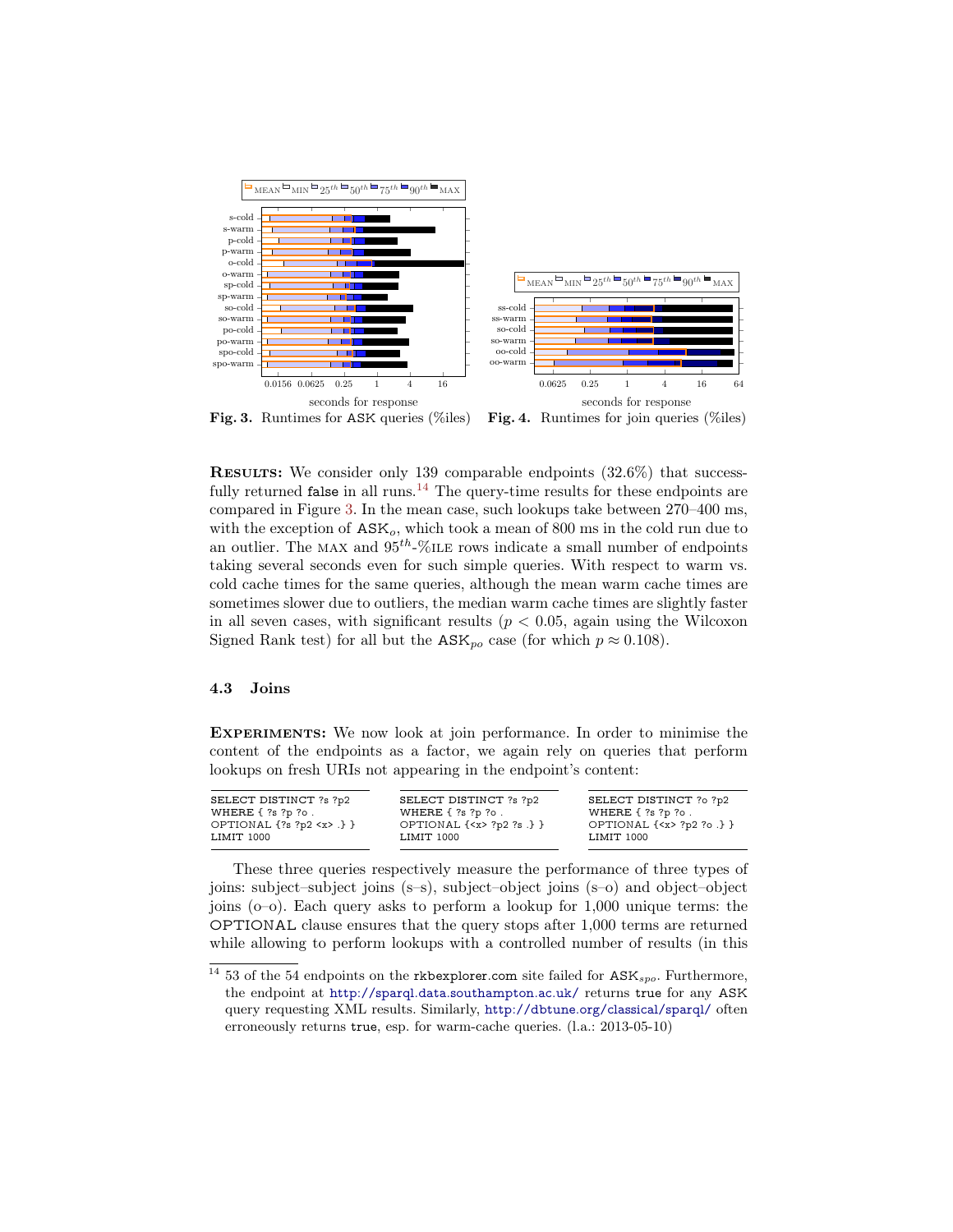Fig. 3. Runtimes for ASK queries (%iles)

Fig. 4. Runtimes for join queries (%iles)

**Results:** We consider only 139 comparable endpoints (32.6%) that successfully returned false in all runs.[14] The query-time results for these endpoints are compared in Figure 3. In the mean case, such lookups take between 270–400 ms, with the exception of $\mathrm{ASK}_o$, which took a mean of 800 ms in the cold run due to an outlier. The MAX and $95^{th}$-%ILE rows indicate a small number of endpoints taking several seconds even for such simple queries. With respect to warm vs. cold cache times for the same queries, although the mean warm cache times are sometimes slower due to outliers, the median warm cache times are slightly faster in all seven cases, with significant results ($p < 0.05$, again using the Wilcoxon Signed Rank test) for all but the $\mathrm{ASK}_{po}$ case (for which $p \approx 0.108$).

### 4.3 Joins

**Experiments:** We now look at join performance. In order to minimise the content of the endpoints as a factor, we again rely on queries that perform lookups on fresh URIs not appearing in the endpoint's content:

```
SELECT DISTINCT ?s ?p2
WHERE { ?s ?p ?o .
OPTIONAL {?s ?p2 <x> .} }
LIMIT 1000
```

```
SELECT DISTINCT ?s ?p2
WHERE { ?s ?p ?o .
OPTIONAL {<x> ?p2 ?s .} }
LIMIT 1000
```

```
SELECT DISTINCT ?o ?p2
WHERE { ?s ?p ?o .
OPTIONAL {<x> ?p2 ?o .} }
LIMIT 1000
```

These three queries respectively measure the performance of three types of joins: subject–subject joins (s–s), subject–object joins (s–o) and object–object joins (o–o). Each query asks to perform a lookup for 1,000 unique terms: the OPTIONAL clause ensures that the query stops after 1,000 terms are returned while allowing to perform lookups with a controlled number of results (in this

[14] 53 of the 54 endpoints on the rkbexplorer.com site failed for $\mathrm{ASK}_{spo}$. Furthermore, the endpoint at http://sparql.data.southampton.ac.uk/ returns true for any ASK query requesting XML results. Similarly, http://dbtune.org/classical/sparql/ often erroneously returns true, esp. for warm-cache queries. (l.a.: 2013-05-10)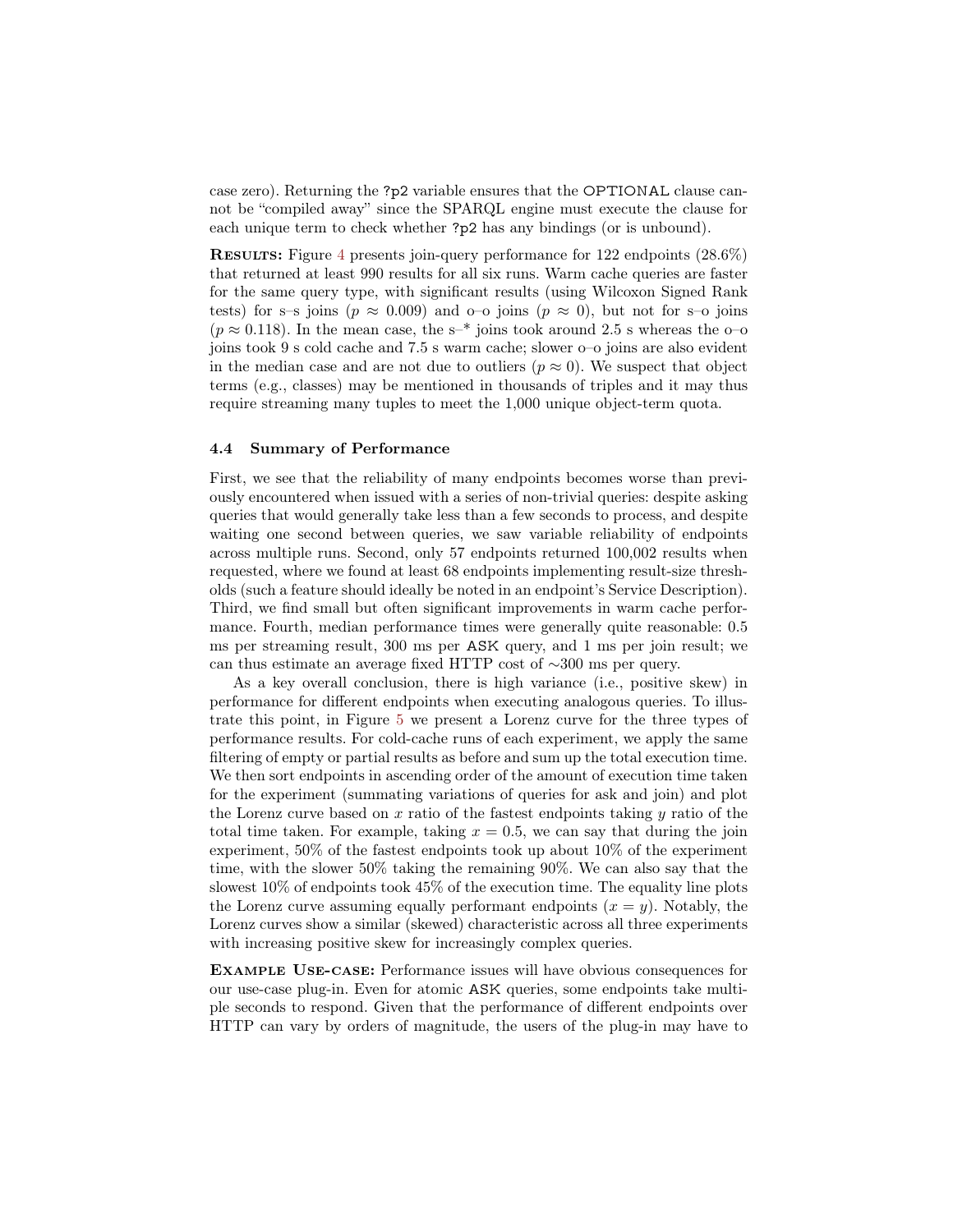case zero). Returning the `?p2` variable ensures that the OPTIONAL clause cannot be "compiled away" since the SPARQL engine must execute the clause for each unique term to check whether `?p2` has any bindings (or is unbound).

**Results:** Figure 4 presents join-query performance for 122 endpoints (28.6%) that returned at least 990 results for all six runs. Warm cache queries are faster for the same query type, with significant results (using Wilcoxon Signed Rank tests) for s–s joins ($p \approx 0.009$) and o–o joins ($p \approx 0$), but not for s–o joins ($p \approx 0.118$). In the mean case, the s–* joins took around 2.5 s whereas the o–o joins took 9 s cold cache and 7.5 s warm cache; slower o–o joins are also evident in the median case and are not due to outliers ($p \approx 0$). We suspect that object terms (e.g., classes) may be mentioned in thousands of triples and it may thus require streaming many tuples to meet the 1,000 unique object-term quota.

### 4.4 Summary of Performance

First, we see that the reliability of many endpoints becomes worse than previously encountered when issued with a series of non-trivial queries: despite asking queries that would generally take less than a few seconds to process, and despite waiting one second between queries, we saw variable reliability of endpoints across multiple runs. Second, only 57 endpoints returned 100,002 results when requested, where we found at least 68 endpoints implementing result-size thresholds (such a feature should ideally be noted in an endpoint's Service Description). Third, we find small but often significant improvements in warm cache performance. Fourth, median performance times were generally quite reasonable: 0.5 ms per streaming result, 300 ms per ASK query, and 1 ms per join result; we can thus estimate an average fixed HTTP cost of ~300 ms per query.

As a key overall conclusion, there is high variance (i.e., positive skew) in performance for different endpoints when executing analogous queries. To illustrate this point, in Figure 5 we present a Lorenz curve for the three types of performance results. For cold-cache runs of each experiment, we apply the same filtering of empty or partial results as before and sum up the total execution time. We then sort endpoints in ascending order of the amount of execution time taken for the experiment (summating variations of queries for ask and join) and plot the Lorenz curve based on $x$ ratio of the fastest endpoints taking $y$ ratio of the total time taken. For example, taking $x = 0.5$, we can say that during the join experiment, 50% of the fastest endpoints took up about 10% of the experiment time, with the slower 50% taking the remaining 90%. We can also say that the slowest 10% of endpoints took 45% of the execution time. The equality line plots the Lorenz curve assuming equally performant endpoints ($x = y$). Notably, the Lorenz curves show a similar (skewed) characteristic across all three experiments with increasing positive skew for increasingly complex queries.

**Example Use-case:** Performance issues will have obvious consequences for our use-case plug-in. Even for atomic ASK queries, some endpoints take multiple seconds to respond. Given that the performance of different endpoints over HTTP can vary by orders of magnitude, the users of the plug-in may have to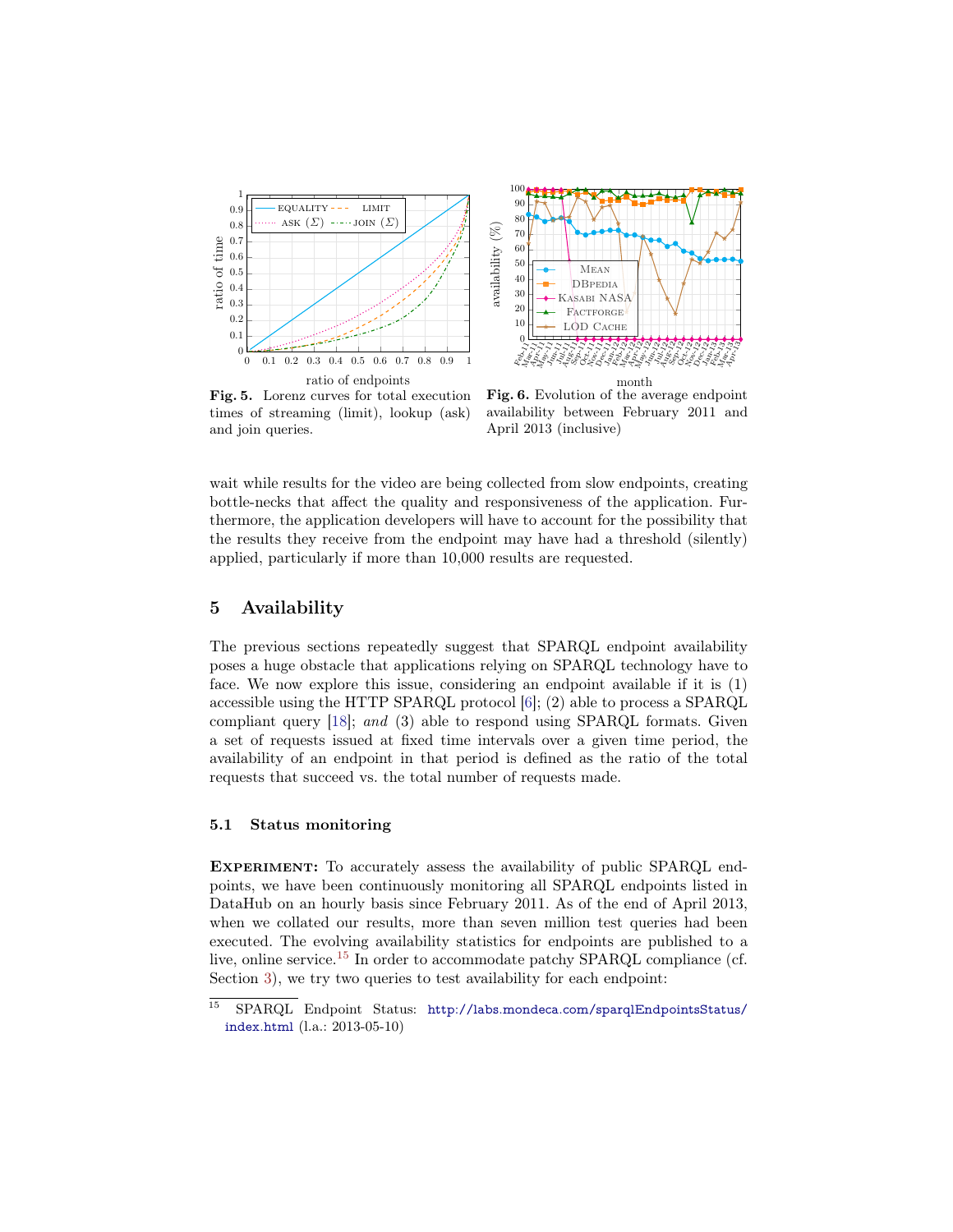Fig. 5. Lorenz curves for total execution times of streaming (limit), lookup (ask) and join queries.

Fig. 6. Evolution of the average endpoint availability between February 2011 and April 2013 (inclusive)

wait while results for the video are being collected from slow endpoints, creating bottle-necks that affect the quality and responsiveness of the application. Furthermore, the application developers will have to account for the possibility that the results they receive from the endpoint may have had a threshold (silently) applied, particularly if more than 10,000 results are requested.

## 5 Availability

The previous sections repeatedly suggest that SPARQL endpoint availability poses a huge obstacle that applications relying on SPARQL technology have to face. We now explore this issue, considering an endpoint available if it is (1) accessible using the HTTP SPARQL protocol [6]; (2) able to process a SPARQL compliant query [18]; *and* (3) able to respond using SPARQL formats. Given a set of requests issued at fixed time intervals over a given time period, the availability of an endpoint in that period is defined as the ratio of the total requests that succeed vs. the total number of requests made.

### 5.1 Status monitoring

**Experiment:** To accurately assess the availability of public SPARQL endpoints, we have been continuously monitoring all SPARQL endpoints listed in DataHub on an hourly basis since February 2011. As of the end of April 2013, when we collated our results, more than seven million test queries had been executed. The evolving availability statistics for endpoints are published to a live, online service.[15] In order to accommodate patchy SPARQL compliance (cf. Section 3), we try two queries to test availability for each endpoint:

[15] SPARQL Endpoint Status: http://labs.mondeca.com/sparqlEndpointsStatus/index.html (l.a.: 2013-05-10)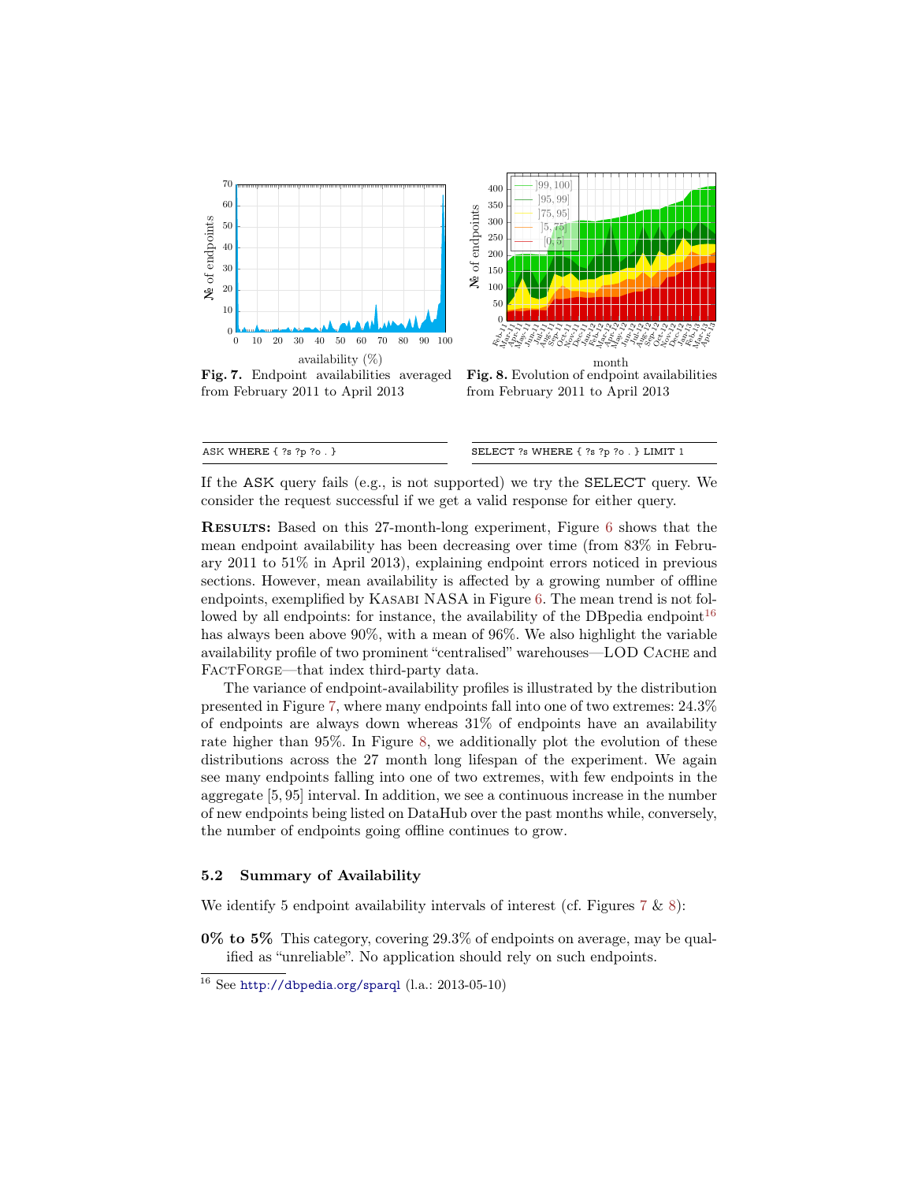**Fig. 7.** Endpoint availabilities averaged from February 2011 to April 2013

**Fig. 8.** Evolution of endpoint availabilities from February 2011 to April 2013

```
ASK WHERE { ?s ?p ?o . }
```

```
SELECT ?s WHERE { ?s ?p ?o . } LIMIT 1
```

If the ASK query fails (e.g., is not supported) we try the SELECT query. We consider the request successful if we get a valid response for either query.

**Results:** Based on this 27-month-long experiment, Figure 6 shows that the mean endpoint availability has been decreasing over time (from 83% in February 2011 to 51% in April 2013), explaining endpoint errors noticed in previous sections. However, mean availability is affected by a growing number of offline endpoints, exemplified by Kasabi NASA in Figure 6. The mean trend is not followed by all endpoints: for instance, the availability of the DBpedia endpoint[16] has always been above 90%, with a mean of 96%. We also highlight the variable availability profile of two prominent "centralised" warehouses—LOD Cache and FactForge—that index third-party data.

The variance of endpoint-availability profiles is illustrated by the distribution presented in Figure 7, where many endpoints fall into one of two extremes: 24.3% of endpoints are always down whereas 31% of endpoints have an availability rate higher than 95%. In Figure 8, we additionally plot the evolution of these distributions across the 27 month long lifespan of the experiment. We again see many endpoints falling into one of two extremes, with few endpoints in the aggregate $[5, 95]$ interval. In addition, we see a continuous increase in the number of new endpoints being listed on DataHub over the past months while, conversely, the number of endpoints going offline continues to grow.

### 5.2 Summary of Availability

We identify 5 endpoint availability intervals of interest (cf. Figures 7 & 8):

**0% to 5%** This category, covering 29.3% of endpoints on average, may be qualified as "unreliable". No application should rely on such endpoints.

[16] See http://dbpedia.org/sparql (l.a.: 2013-05-10)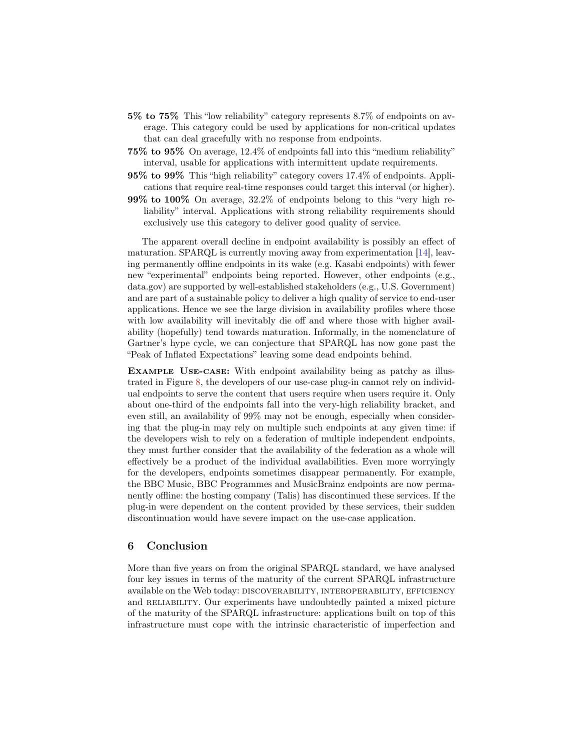**5% to 75%** This "low reliability" category represents 8.7% of endpoints on average. This category could be used by applications for non-critical updates that can deal gracefully with no response from endpoints.

**75% to 95%** On average, 12.4% of endpoints fall into this "medium reliability" interval, usable for applications with intermittent update requirements.

**95% to 99%** This "high reliability" category covers 17.4% of endpoints. Applications that require real-time responses could target this interval (or higher).

**99% to 100%** On average, 32.2% of endpoints belong to this "very high reliability" interval. Applications with strong reliability requirements should exclusively use this category to deliver good quality of service.

The apparent overall decline in endpoint availability is possibly an effect of maturation. SPARQL is currently moving away from experimentation [14], leaving permanently offline endpoints in its wake (e.g. Kasabi endpoints) with fewer new "experimental" endpoints being reported. However, other endpoints (e.g., data.gov) are supported by well-established stakeholders (e.g., U.S. Government) and are part of a sustainable policy to deliver a high quality of service to end-user applications. Hence we see the large division in availability profiles where those with low availability will inevitably die off and where those with higher availability (hopefully) tend towards maturation. Informally, in the nomenclature of Gartner's hype cycle, we can conjecture that SPARQL has now gone past the "Peak of Inflated Expectations" leaving some dead endpoints behind.

**Example Use-case:** With endpoint availability being as patchy as illustrated in Figure 8, the developers of our use-case plug-in cannot rely on individual endpoints to serve the content that users require when users require it. Only about one-third of the endpoints fall into the very-high reliability bracket, and even still, an availability of 99% may not be enough, especially when considering that the plug-in may rely on multiple such endpoints at any given time: if the developers wish to rely on a federation of multiple independent endpoints, they must further consider that the availability of the federation as a whole will effectively be a product of the individual availabilities. Even more worryingly for the developers, endpoints sometimes disappear permanently. For example, the BBC Music, BBC Programmes and MusicBrainz endpoints are now permanently offline: the hosting company (Talis) has discontinued these services. If the plug-in were dependent on the content provided by these services, their sudden discontinuation would have severe impact on the use-case application.

## 6 Conclusion

More than five years on from the original SPARQL standard, we have analysed four key issues in terms of the maturity of the current SPARQL infrastructure available on the Web today: DISCOVERABILITY, INTEROPERABILITY, EFFICIENCY and RELIABILITY. Our experiments have undoubtedly painted a mixed picture of the maturity of the SPARQL infrastructure: applications built on top of this infrastructure must cope with the intrinsic characteristic of imperfection and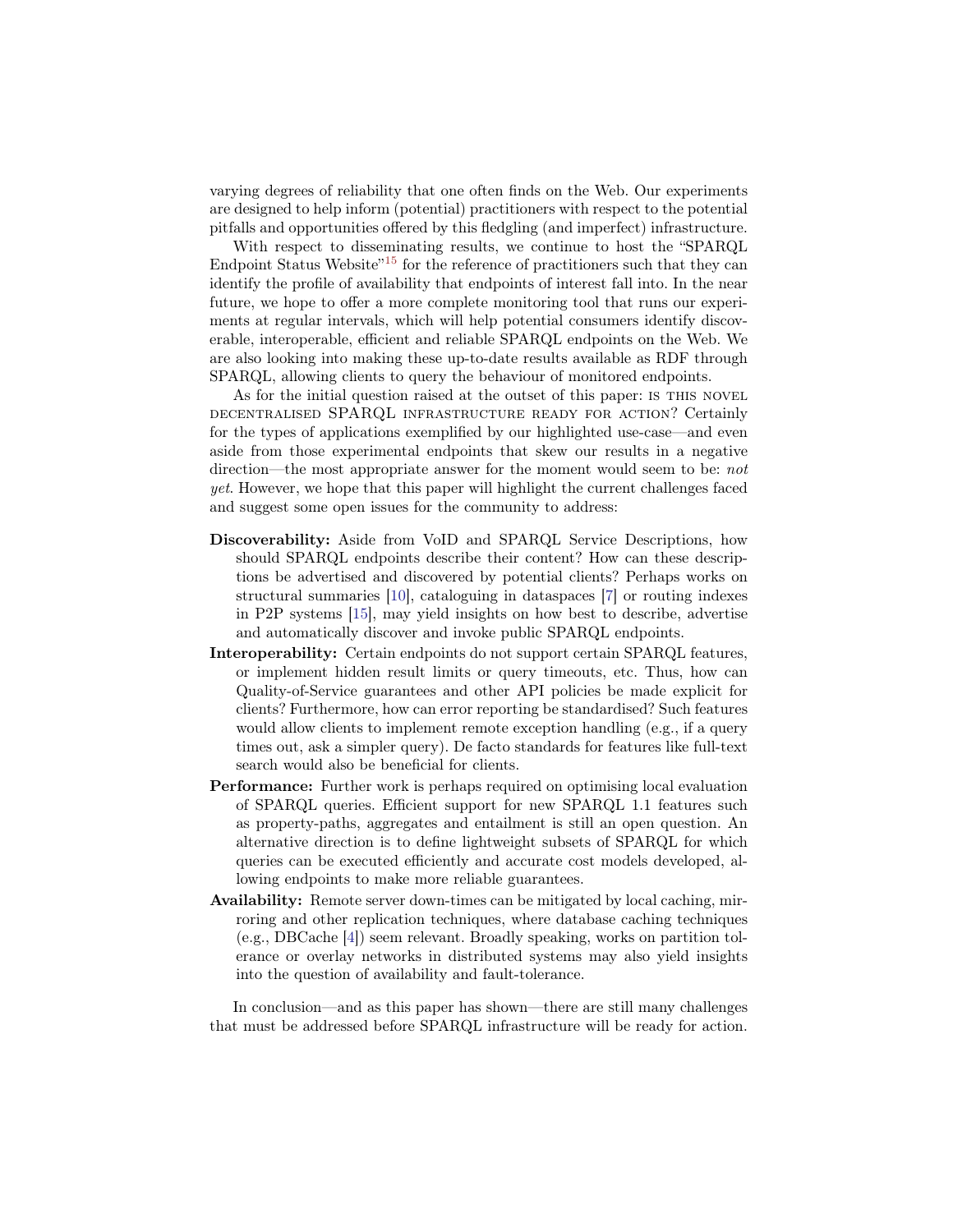varying degrees of reliability that one often finds on the Web. Our experiments are designed to help inform (potential) practitioners with respect to the potential pitfalls and opportunities offered by this fledgling (and imperfect) infrastructure.

With respect to disseminating results, we continue to host the "SPARQL Endpoint Status Website"[15] for the reference of practitioners such that they can identify the profile of availability that endpoints of interest fall into. In the near future, we hope to offer a more complete monitoring tool that runs our experiments at regular intervals, which will help potential consumers identify discoverable, interoperable, efficient and reliable SPARQL endpoints on the Web. We are also looking into making these up-to-date results available as RDF through SPARQL, allowing clients to query the behaviour of monitored endpoints.

As for the initial question raised at the outset of this paper: IS THIS NOVEL DECENTRALISED SPARQL INFRASTRUCTURE READY FOR ACTION? Certainly for the types of applications exemplified by our highlighted use-case—and even aside from those experimental endpoints that skew our results in a negative direction—the most appropriate answer for the moment would seem to be: *not yet*. However, we hope that this paper will highlight the current challenges faced and suggest some open issues for the community to address:

- **Discoverability:** Aside from VoID and SPARQL Service Descriptions, how should SPARQL endpoints describe their content? How can these descriptions be advertised and discovered by potential clients? Perhaps works on structural summaries [10], cataloguing in dataspaces [7] or routing indexes in P2P systems [15], may yield insights on how best to describe, advertise and automatically discover and invoke public SPARQL endpoints.
- **Interoperability:** Certain endpoints do not support certain SPARQL features, or implement hidden result limits or query timeouts, etc. Thus, how can Quality-of-Service guarantees and other API policies be made explicit for clients? Furthermore, how can error reporting be standardised? Such features would allow clients to implement remote exception handling (e.g., if a query times out, ask a simpler query). De facto standards for features like full-text search would also be beneficial for clients.
- **Performance:** Further work is perhaps required on optimising local evaluation of SPARQL queries. Efficient support for new SPARQL 1.1 features such as property-paths, aggregates and entailment is still an open question. An alternative direction is to define lightweight subsets of SPARQL for which queries can be executed efficiently and accurate cost models developed, allowing endpoints to make more reliable guarantees.
- **Availability:** Remote server down-times can be mitigated by local caching, mirroring and other replication techniques, where database caching techniques (e.g., DBCache [4]) seem relevant. Broadly speaking, works on partition tolerance or overlay networks in distributed systems may also yield insights into the question of availability and fault-tolerance.

In conclusion—and as this paper has shown—there are still many challenges that must be addressed before SPARQL infrastructure will be ready for action.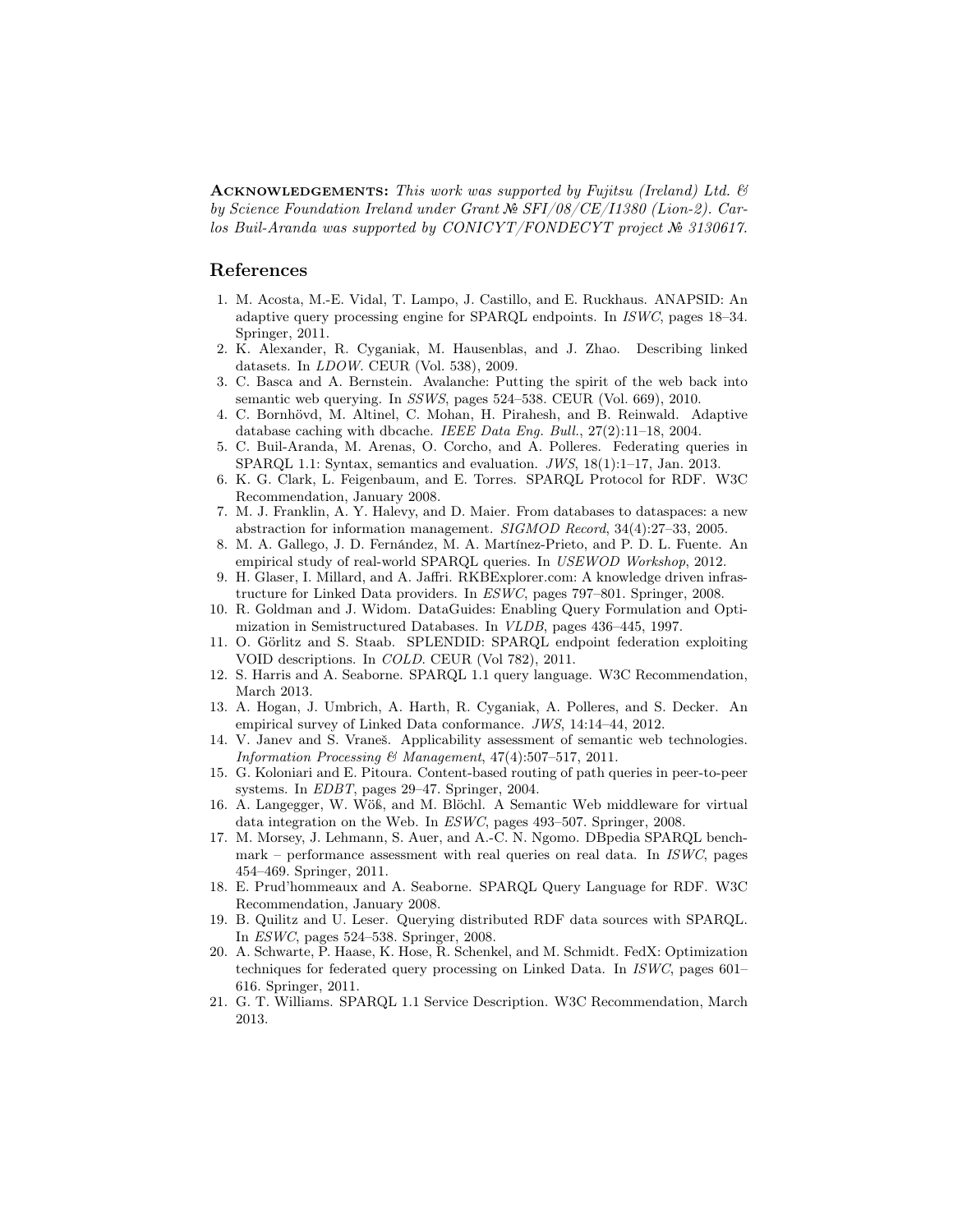**Acknowledgements:** *This work was supported by Fujitsu (Ireland) Ltd. & by Science Foundation Ireland under Grant № SFI/08/CE/I1380 (Lion-2). Carlos Buil-Aranda was supported by CONICYT/FONDECYT project № 3130617.*

## References

1. M. Acosta, M.-E. Vidal, T. Lampo, J. Castillo, and E. Ruckhaus. ANAPSID: An adaptive query processing engine for SPARQL endpoints. In *ISWC*, pages 18–34. Springer, 2011.
2. K. Alexander, R. Cyganiak, M. Hausenblas, and J. Zhao. Describing linked datasets. In *LDOW*. CEUR (Vol. 538), 2009.
3. C. Basca and A. Bernstein. Avalanche: Putting the spirit of the web back into semantic web querying. In *SSWS*, pages 524–538. CEUR (Vol. 669), 2010.
4. C. Bornhövd, M. Altinel, C. Mohan, H. Pirahesh, and B. Reinwald. Adaptive database caching with dbcache. *IEEE Data Eng. Bull.*, 27(2):11–18, 2004.
5. C. Buil-Aranda, M. Arenas, O. Corcho, and A. Polleres. Federating queries in SPARQL 1.1: Syntax, semantics and evaluation. *JWS*, 18(1):1–17, Jan. 2013.
6. K. G. Clark, L. Feigenbaum, and E. Torres. SPARQL Protocol for RDF. W3C Recommendation, January 2008.
7. M. J. Franklin, A. Y. Halevy, and D. Maier. From databases to dataspaces: a new abstraction for information management. *SIGMOD Record*, 34(4):27–33, 2005.
8. M. A. Gallego, J. D. Fernández, M. A. Martínez-Prieto, and P. D. L. Fuente. An empirical study of real-world SPARQL queries. In *USEWOD Workshop*, 2012.
9. H. Glaser, I. Millard, and A. Jaffri. RKBExplorer.com: A knowledge driven infrastructure for Linked Data providers. In *ESWC*, pages 797–801. Springer, 2008.
10. R. Goldman and J. Widom. DataGuides: Enabling Query Formulation and Optimization in Semistructured Databases. In *VLDB*, pages 436–445, 1997.
11. O. Görlitz and S. Staab. SPLENDID: SPARQL endpoint federation exploiting VOID descriptions. In *COLD*. CEUR (Vol 782), 2011.
12. S. Harris and A. Seaborne. SPARQL 1.1 query language. W3C Recommendation, March 2013.
13. A. Hogan, J. Umbrich, A. Harth, R. Cyganiak, A. Polleres, and S. Decker. An empirical survey of Linked Data conformance. *JWS*, 14:14–44, 2012.
14. V. Janev and S. Vraneš. Applicability assessment of semantic web technologies. *Information Processing & Management*, 47(4):507–517, 2011.
15. G. Koloniari and E. Pitoura. Content-based routing of path queries in peer-to-peer systems. In *EDBT*, pages 29–47. Springer, 2004.
16. A. Langegger, W. Wöß, and M. Blöchl. A Semantic Web middleware for virtual data integration on the Web. In *ESWC*, pages 493–507. Springer, 2008.
17. M. Morsey, J. Lehmann, S. Auer, and A.-C. N. Ngomo. DBpedia SPARQL benchmark – performance assessment with real queries on real data. In *ISWC*, pages 454–469. Springer, 2011.
18. E. Prud'hommeaux and A. Seaborne. SPARQL Query Language for RDF. W3C Recommendation, January 2008.
19. B. Quilitz and U. Leser. Querying distributed RDF data sources with SPARQL. In *ESWC*, pages 524–538. Springer, 2008.
20. A. Schwarte, P. Haase, K. Hose, R. Schenkel, and M. Schmidt. FedX: Optimization techniques for federated query processing on Linked Data. In *ISWC*, pages 601–616. Springer, 2011.
21. G. T. Williams. SPARQL 1.1 Service Description. W3C Recommendation, March 2013.